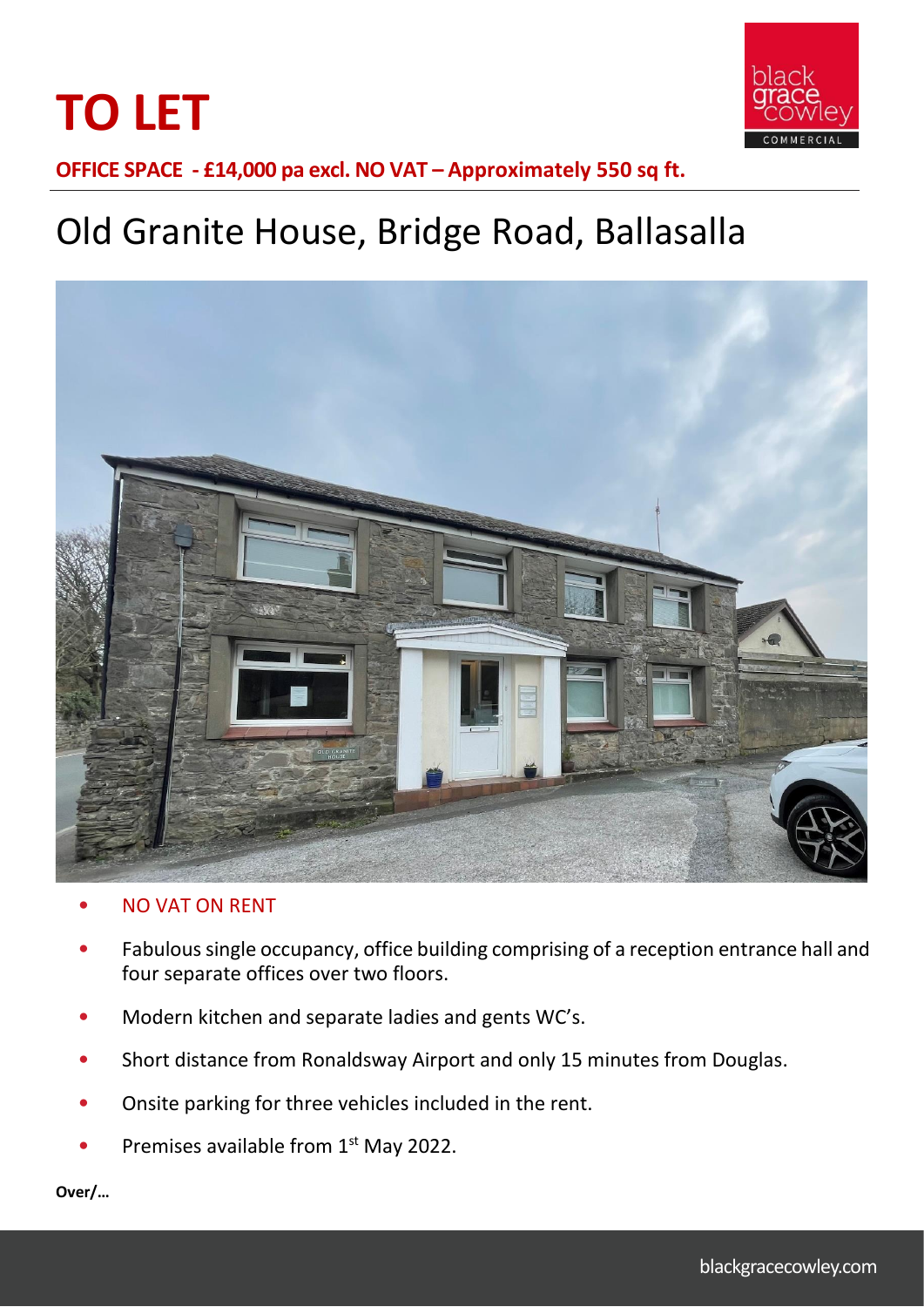# TO LET

**OFFICE SPACE - £14,000 pa excl. NO VAT – Approximately 550 sq ft.**

## Old Granite House, Bridge Road, Ballasalla

- NO VAT ON RENT
- Fabulous single occupancy, office building comprising of a reception entrance hall and four separate offices over two floors.
- Modern kitchen and separate ladies and gents WC's.
- Short distance from Ronaldsway Airport and only 15 minutes from Douglas.
- Onsite parking for three vehicles included in the rent.
- Premises available from 1st May 2022.

**Over/…**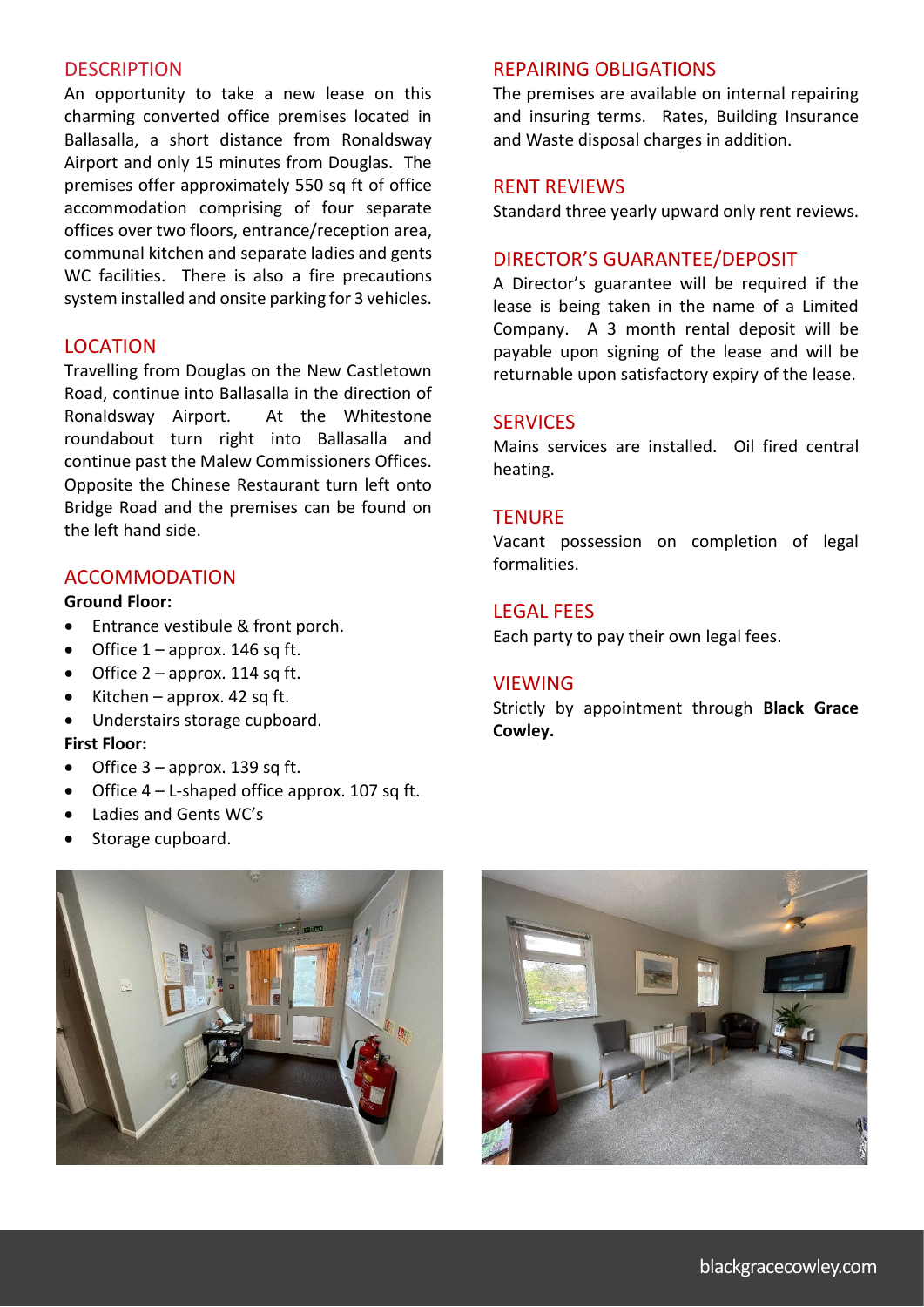## DESCRIPTION

An opportunity to take a new lease on this charming converted office premises located in Ballasalla, a short distance from Ronaldsway Airport and only 15 minutes from Douglas. The premises offer approximately 550 sq ft of office accommodation comprising of four separate offices over two floors, entrance/reception area, communal kitchen and separate ladies and gents WC facilities. There is also a fire precautions system installed and onsite parking for 3 vehicles.

## LOCATION

Travelling from Douglas on the New Castletown Road, continue into Ballasalla in the direction of Ronaldsway Airport. At the Whitestone roundabout turn right into Ballasalla and continue past the Malew Commissioners Offices. Opposite the Chinese Restaurant turn left onto Bridge Road and the premises can be found on the left hand side.

## ACCOMMODATION

**Ground Floor:**

- Entrance vestibule & front porch.
- Office 1 – approx. 146 sq ft.
- Office 2 – approx. 114 sq ft.
- Kitchen – approx. 42 sq ft.
- Understairs storage cupboard.

**First Floor:**

- Office 3 – approx. 139 sq ft.
- Office 4 – L-shaped office approx. 107 sq ft.
- Ladies and Gents WC's
- Storage cupboard.

## REPAIRING OBLIGATIONS

The premises are available on internal repairing and insuring terms. Rates, Building Insurance and Waste disposal charges in addition.

## RENT REVIEWS

Standard three yearly upward only rent reviews.

## DIRECTOR'S GUARANTEE/DEPOSIT

A Director's guarantee will be required if the lease is being taken in the name of a Limited Company. A 3 month rental deposit will be payable upon signing of the lease and will be returnable upon satisfactory expiry of the lease.

## SERVICES

Mains services are installed. Oil fired central heating.

## TENURE

Vacant possession on completion of legal formalities.

## LEGAL FEES

Each party to pay their own legal fees.

## VIEWING

Strictly by appointment through **Black Grace Cowley.**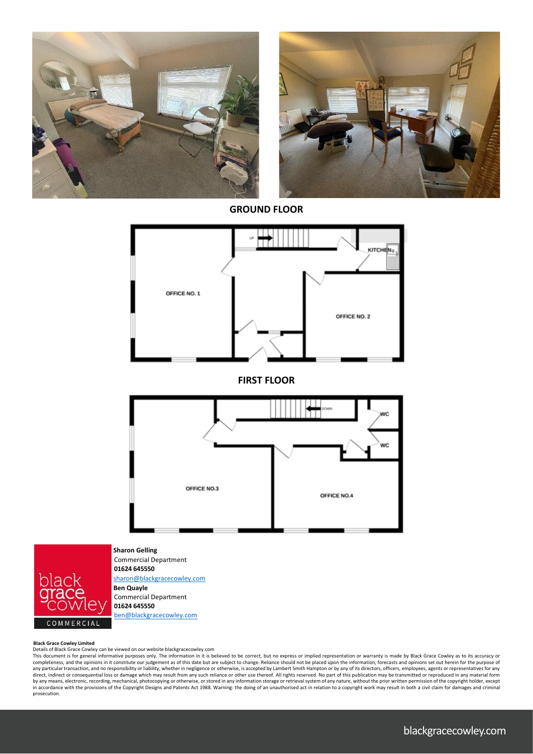## GROUND FLOOR

UP
KITCHEN
OFFICE NO. 1
OFFICE NO. 2

## FIRST FLOOR

DOWN
WC
WC
OFFICE NO.3
OFFICE NO.4

black grace cowley
COMMERCIAL

**Sharon Gelling**
Commercial Department
**01624 645550**
sharon@blackgracecowley.com

**Ben Quayle**
Commercial Department
**01624 645550**
ben@blackgracecowley.com

**Black Grace Cowley Limited**
Details of Black Grace Cowley can be viewed on our website blackgracecowley.com
This document is for general informative purposes only. The information in it is believed to be correct, but no express or implied representation or warranty is made by Black Grace Cowley as to its accuracy or completeness, and the opinions in it constitute our judgement as of this date but are subject to change. Reliance should not be placed upon the information, forecasts and opinions set out herein for the purpose of any particular transaction, and no responsibility or liability, whether in negligence or otherwise, is accepted by Lambert Smith Hampton or by any of its directors, officers, employees, agents or representatives for any direct, indirect or consequential loss or damage which may result from any such reliance or other use thereof. All rights reserved. No part of this publication may be transmitted or reproduced in any material form by any means, electronic, recording, mechanical, photocopying or otherwise, or stored in any information storage or retrieval system of any nature, without the prior written permission of the copyright holder, except in accordance with the provisions of the Copyright Designs and Patents Act 1988. Warning: the doing of an unauthorised act in relation to a copyright work may result in both a civil claim for damages and criminal prosecution.

blackgracecowley.com